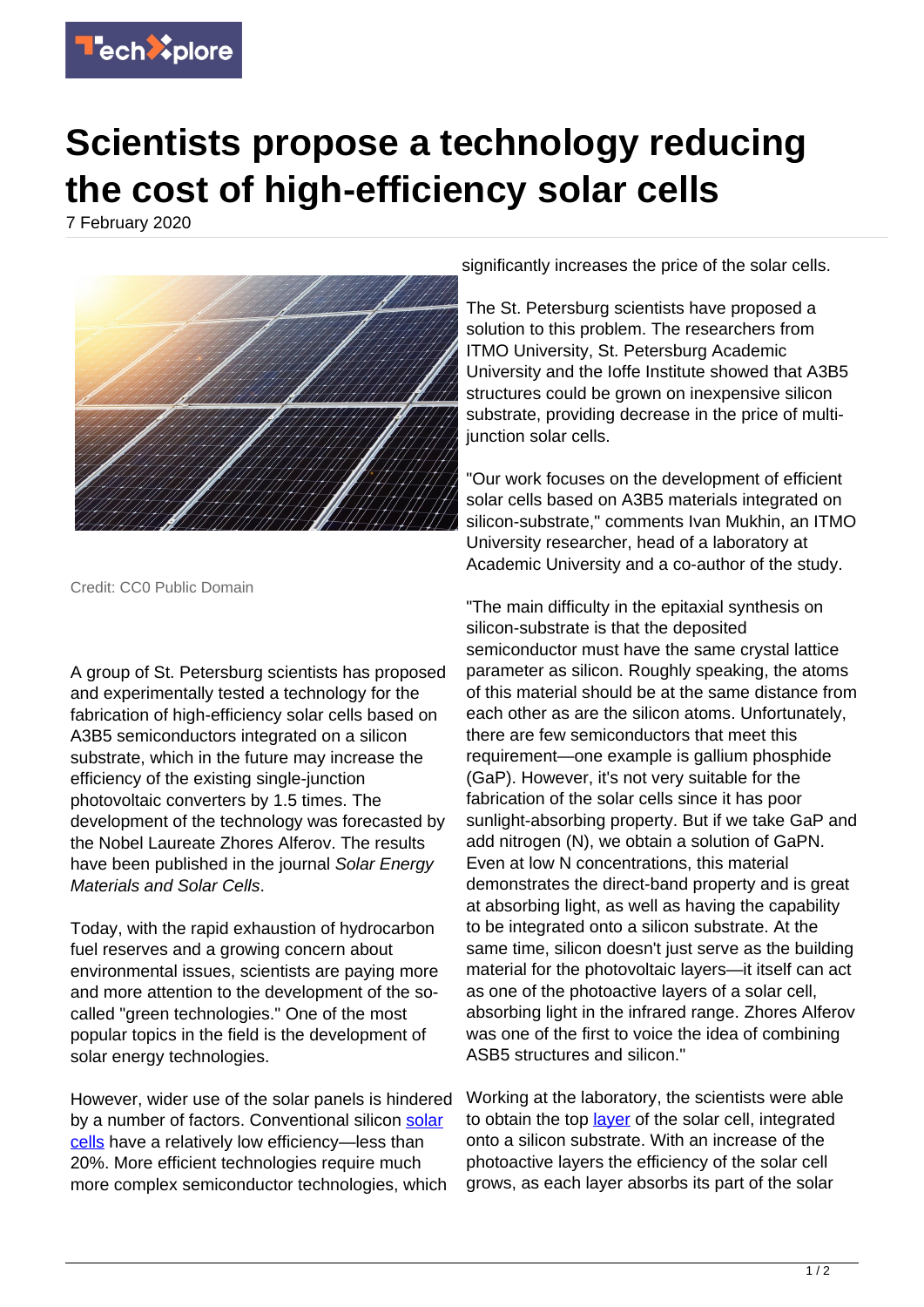# Scientists propose a technology reducing the cost of high-efficiency solar cells

7 February 2020

Credit: CC0 Public Domain

A group of St. Petersburg scientists has proposed and experimentally tested a technology for the fabrication of high-efficiency solar cells based on A3B5 semiconductors integrated on a silicon substrate, which in the future may increase the efficiency of the existing single-junction photovoltaic converters by 1.5 times. The development of the technology was forecasted by the Nobel Laureate Zhores Alferov. The results have been published in the journal *Solar Energy Materials and Solar Cells*.

Today, with the rapid exhaustion of hydrocarbon fuel reserves and a growing concern about environmental issues, scientists are paying more and more attention to the development of the so-called "green technologies." One of the most popular topics in the field is the development of solar energy technologies.

However, wider use of the solar panels is hindered by a number of factors. Conventional silicon solar cells have a relatively low efficiency—less than 20%. More efficient technologies require much more complex semiconductor technologies, which significantly increases the price of the solar cells.

The St. Petersburg scientists have proposed a solution to this problem. The researchers from ITMO University, St. Petersburg Academic University and the Ioffe Institute showed that A3B5 structures could be grown on inexpensive silicon substrate, providing decrease in the price of multi-junction solar cells.

"Our work focuses on the development of efficient solar cells based on A3B5 materials integrated on silicon-substrate," comments Ivan Mukhin, an ITMO University researcher, head of a laboratory at Academic University and a co-author of the study.

"The main difficulty in the epitaxial synthesis on silicon-substrate is that the deposited semiconductor must have the same crystal lattice parameter as silicon. Roughly speaking, the atoms of this material should be at the same distance from each other as are the silicon atoms. Unfortunately, there are few semiconductors that meet this requirement—one example is gallium phosphide (GaP). However, it's not very suitable for the fabrication of the solar cells since it has poor sunlight-absorbing property. But if we take GaP and add nitrogen (N), we obtain a solution of GaPN. Even at low N concentrations, this material demonstrates the direct-band property and is great at absorbing light, as well as having the capability to be integrated onto a silicon substrate. At the same time, silicon doesn't just serve as the building material for the photovoltaic layers—it itself can act as one of the photoactive layers of a solar cell, absorbing light in the infrared range. Zhores Alferov was one of the first to voice the idea of combining ASB5 structures and silicon."

Working at the laboratory, the scientists were able to obtain the top layer of the solar cell, integrated onto a silicon substrate. With an increase of the photoactive layers the efficiency of the solar cell grows, as each layer absorbs its part of the solar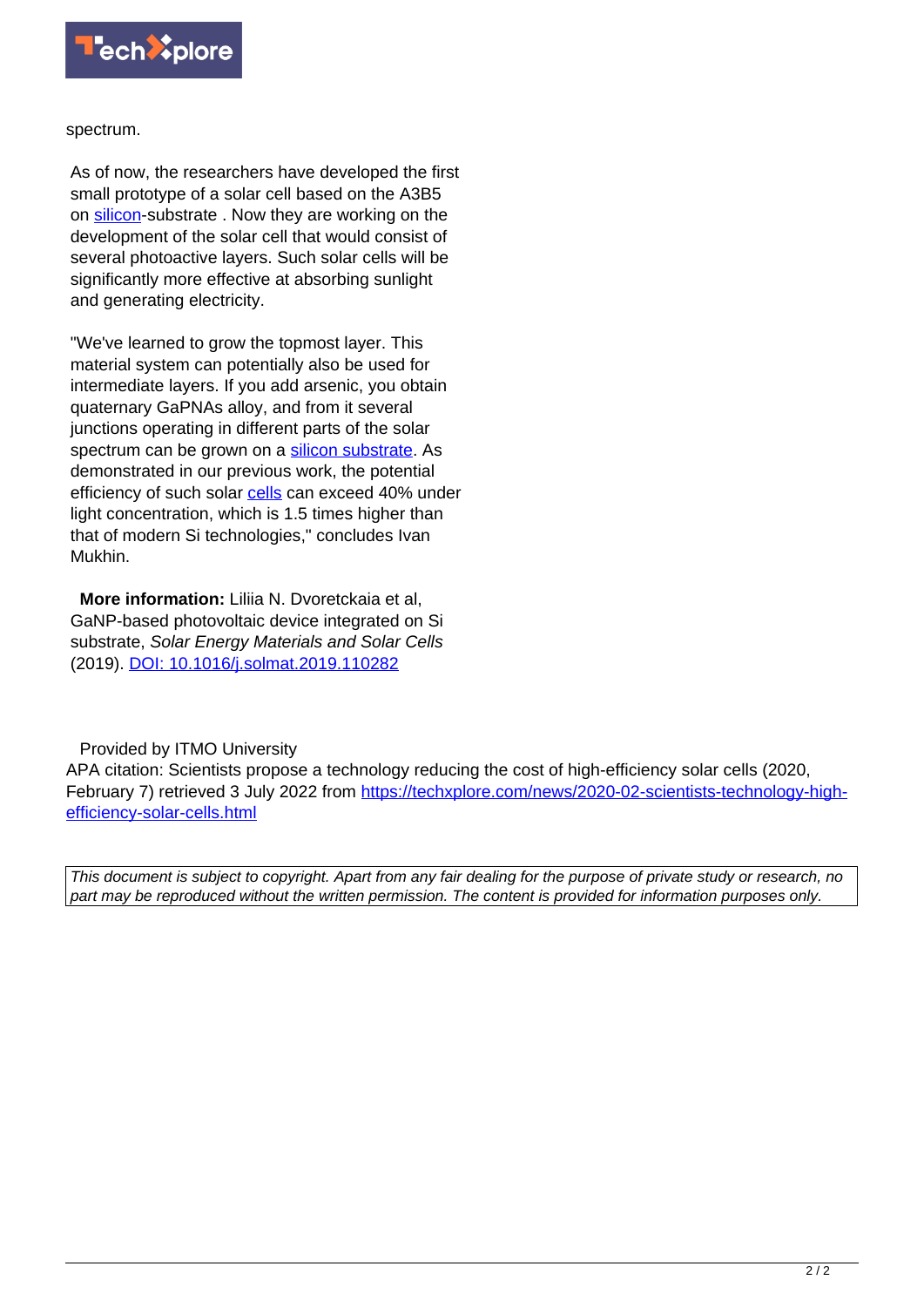spectrum.

As of now, the researchers have developed the first small prototype of a solar cell based on the A3B5 on silicon-substrate . Now they are working on the development of the solar cell that would consist of several photoactive layers. Such solar cells will be significantly more effective at absorbing sunlight and generating electricity.

"We've learned to grow the topmost layer. This material system can potentially also be used for intermediate layers. If you add arsenic, you obtain quaternary GaPNAs alloy, and from it several junctions operating in different parts of the solar spectrum can be grown on a silicon substrate. As demonstrated in our previous work, the potential efficiency of such solar cells can exceed 40% under light concentration, which is 1.5 times higher than that of modern Si technologies," concludes Ivan Mukhin.

**More information:** Liliia N. Dvoretckaia et al, GaNP-based photovoltaic device integrated on Si substrate, *Solar Energy Materials and Solar Cells* (2019). DOI: 10.1016/j.solmat.2019.110282

Provided by ITMO University

APA citation: Scientists propose a technology reducing the cost of high-efficiency solar cells (2020, February 7) retrieved 3 July 2022 from https://techxplore.com/news/2020-02-scientists-technology-high-efficiency-solar-cells.html

*This document is subject to copyright. Apart from any fair dealing for the purpose of private study or research, no part may be reproduced without the written permission. The content is provided for information purposes only.*